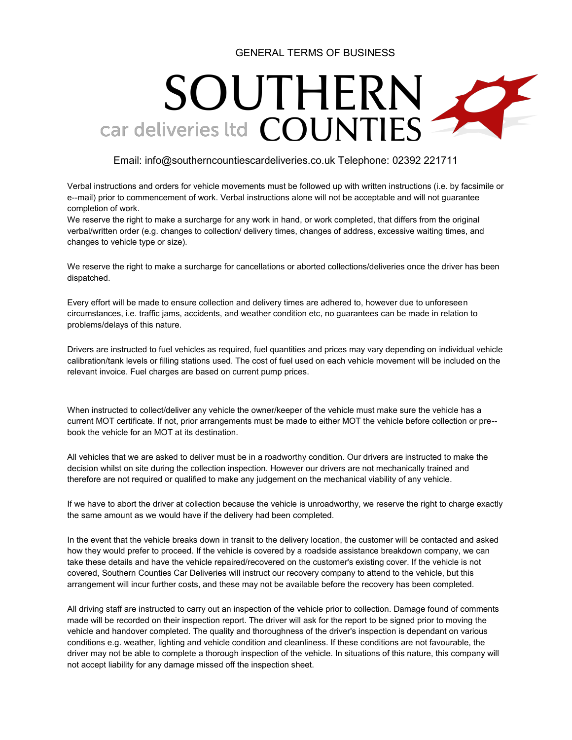GENERAL TERMS OF BUSINESS

# SOUTHERN COUNTIES car deliveries ltd

Email: info@southerncountiescardeliveries.co.uk Telephone: 02392 221711

Verbal instructions and orders for vehicle movements must be followed up with written instructions (i.e. by facsimile or e--mail) prior to commencement of work. Verbal instructions alone will not be acceptable and will not guarantee completion of work.
We reserve the right to make a surcharge for any work in hand, or work completed, that differs from the original verbal/written order (e.g. changes to collection/ delivery times, changes of address, excessive waiting times, and changes to vehicle type or size).

We reserve the right to make a surcharge for cancellations or aborted collections/deliveries once the driver has been dispatched.

Every effort will be made to ensure collection and delivery times are adhered to, however due to unforeseen circumstances, i.e. traffic jams, accidents, and weather condition etc, no guarantees can be made in relation to problems/delays of this nature.

Drivers are instructed to fuel vehicles as required, fuel quantities and prices may vary depending on individual vehicle calibration/tank levels or filling stations used. The cost of fuel used on each vehicle movement will be included on the relevant invoice. Fuel charges are based on current pump prices.

When instructed to collect/deliver any vehicle the owner/keeper of the vehicle must make sure the vehicle has a current MOT certificate. If not, prior arrangements must be made to either MOT the vehicle before collection or pre--book the vehicle for an MOT at its destination.

All vehicles that we are asked to deliver must be in a roadworthy condition. Our drivers are instructed to make the decision whilst on site during the collection inspection. However our drivers are not mechanically trained and therefore are not required or qualified to make any judgement on the mechanical viability of any vehicle.

If we have to abort the driver at collection because the vehicle is unroadworthy, we reserve the right to charge exactly the same amount as we would have if the delivery had been completed.

In the event that the vehicle breaks down in transit to the delivery location, the customer will be contacted and asked how they would prefer to proceed. If the vehicle is covered by a roadside assistance breakdown company, we can take these details and have the vehicle repaired/recovered on the customer's existing cover. If the vehicle is not covered, Southern Counties Car Deliveries will instruct our recovery company to attend to the vehicle, but this arrangement will incur further costs, and these may not be available before the recovery has been completed.

All driving staff are instructed to carry out an inspection of the vehicle prior to collection. Damage found of comments made will be recorded on their inspection report. The driver will ask for the report to be signed prior to moving the vehicle and handover completed. The quality and thoroughness of the driver's inspection is dependant on various conditions e.g. weather, lighting and vehicle condition and cleanliness. If these conditions are not favourable, the driver may not be able to complete a thorough inspection of the vehicle. In situations of this nature, this company will not accept liability for any damage missed off the inspection sheet.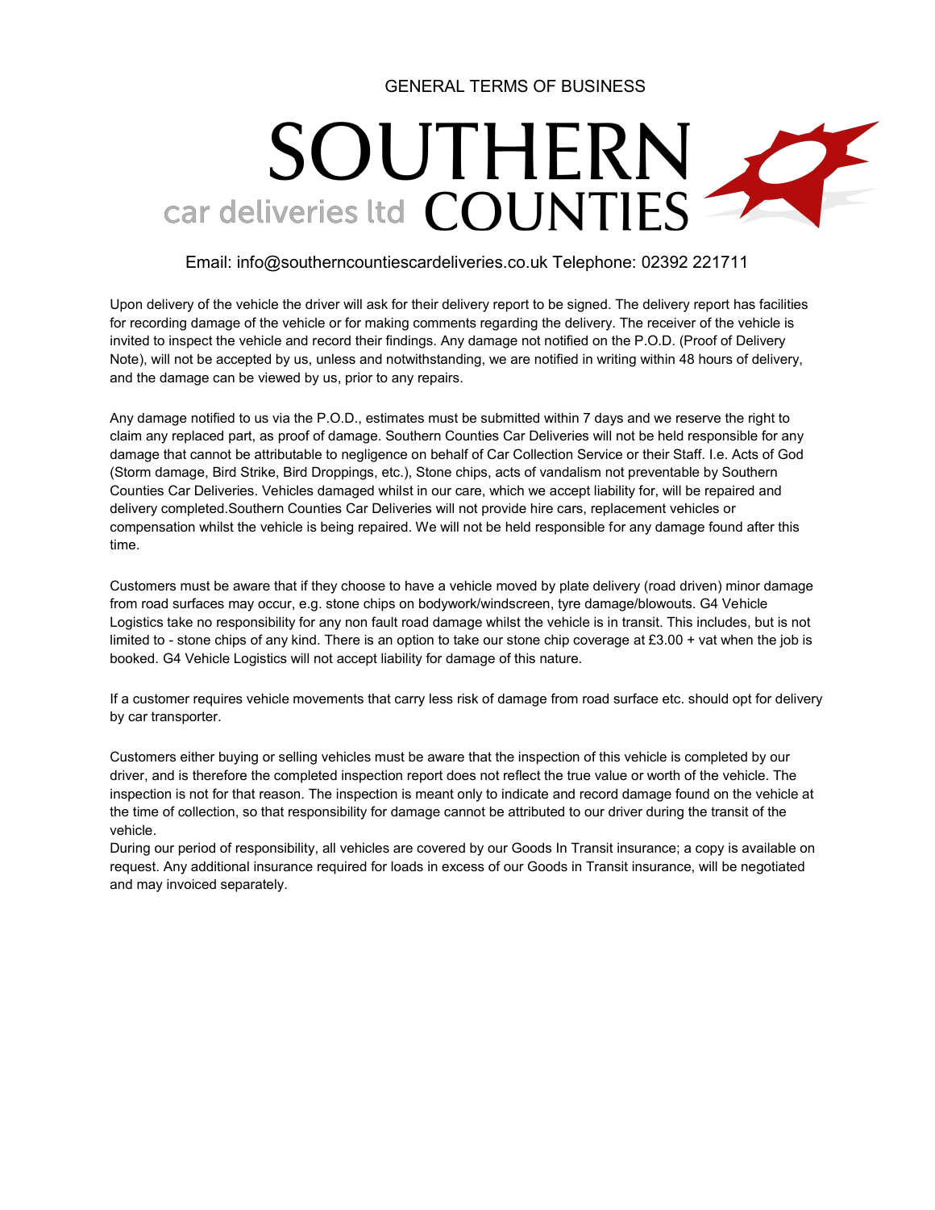GENERAL TERMS OF BUSINESS

# SOUTHERN
car deliveries ltd **COUNTIES**

Email: info@southerncountiescardeliveries.co.uk Telephone: 02392 221711

Upon delivery of the vehicle the driver will ask for their delivery report to be signed. The delivery report has facilities for recording damage of the vehicle or for making comments regarding the delivery. The receiver of the vehicle is invited to inspect the vehicle and record their findings. Any damage not notified on the P.O.D. (Proof of Delivery Note), will not be accepted by us, unless and notwithstanding, we are notified in writing within 48 hours of delivery, and the damage can be viewed by us, prior to any repairs.

Any damage notified to us via the P.O.D., estimates must be submitted within 7 days and we reserve the right to claim any replaced part, as proof of damage. Southern Counties Car Deliveries will not be held responsible for any damage that cannot be attributable to negligence on behalf of Car Collection Service or their Staff. I.e. Acts of God (Storm damage, Bird Strike, Bird Droppings, etc.), Stone chips, acts of vandalism not preventable by Southern Counties Car Deliveries. Vehicles damaged whilst in our care, which we accept liability for, will be repaired and delivery completed.Southern Counties Car Deliveries will not provide hire cars, replacement vehicles or compensation whilst the vehicle is being repaired. We will not be held responsible for any damage found after this time.

Customers must be aware that if they choose to have a vehicle moved by plate delivery (road driven) minor damage from road surfaces may occur, e.g. stone chips on bodywork/windscreen, tyre damage/blowouts. G4 Vehicle Logistics take no responsibility for any non fault road damage whilst the vehicle is in transit. This includes, but is not limited to - stone chips of any kind. There is an option to take our stone chip coverage at £3.00 + vat when the job is booked. G4 Vehicle Logistics will not accept liability for damage of this nature.

If a customer requires vehicle movements that carry less risk of damage from road surface etc. should opt for delivery by car transporter.

Customers either buying or selling vehicles must be aware that the inspection of this vehicle is completed by our driver, and is therefore the completed inspection report does not reflect the true value or worth of the vehicle. The inspection is not for that reason. The inspection is meant only to indicate and record damage found on the vehicle at the time of collection, so that responsibility for damage cannot be attributed to our driver during the transit of the vehicle.
During our period of responsibility, all vehicles are covered by our Goods In Transit insurance; a copy is available on request. Any additional insurance required for loads in excess of our Goods in Transit insurance, will be negotiated and may invoiced separately.